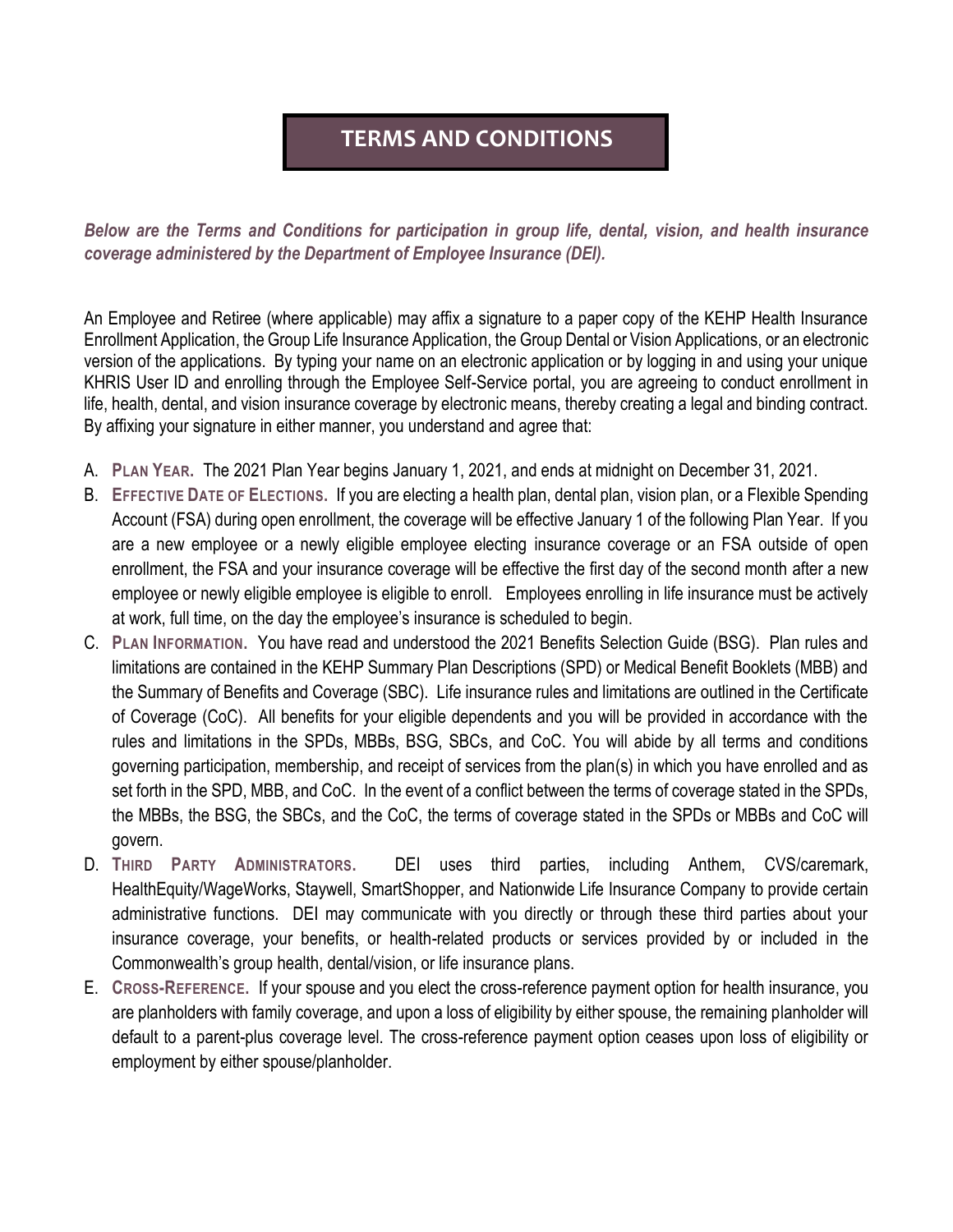# TERMS AND CONDITIONS

***Below are the Terms and Conditions for participation in group life, dental, vision, and health insurance coverage administered by the Department of Employee Insurance (DEI).***

An Employee and Retiree (where applicable) may affix a signature to a paper copy of the KEHP Health Insurance Enrollment Application, the Group Life Insurance Application, the Group Dental or Vision Applications, or an electronic version of the applications. By typing your name on an electronic application or by logging in and using your unique KHRIS User ID and enrolling through the Employee Self-Service portal, you are agreeing to conduct enrollment in life, health, dental, and vision insurance coverage by electronic means, thereby creating a legal and binding contract. By affixing your signature in either manner, you understand and agree that:

A. **PLAN YEAR.** The 2021 Plan Year begins January 1, 2021, and ends at midnight on December 31, 2021.

B. **EFFECTIVE DATE OF ELECTIONS.** If you are electing a health plan, dental plan, vision plan, or a Flexible Spending Account (FSA) during open enrollment, the coverage will be effective January 1 of the following Plan Year. If you are a new employee or a newly eligible employee electing insurance coverage or an FSA outside of open enrollment, the FSA and your insurance coverage will be effective the first day of the second month after a new employee or newly eligible employee is eligible to enroll. Employees enrolling in life insurance must be actively at work, full time, on the day the employee's insurance is scheduled to begin.

C. **PLAN INFORMATION.** You have read and understood the 2021 Benefits Selection Guide (BSG). Plan rules and limitations are contained in the KEHP Summary Plan Descriptions (SPD) or Medical Benefit Booklets (MBB) and the Summary of Benefits and Coverage (SBC). Life insurance rules and limitations are outlined in the Certificate of Coverage (CoC). All benefits for your eligible dependents and you will be provided in accordance with the rules and limitations in the SPDs, MBBs, BSG, SBCs, and CoC. You will abide by all terms and conditions governing participation, membership, and receipt of services from the plan(s) in which you have enrolled and as set forth in the SPD, MBB, and CoC. In the event of a conflict between the terms of coverage stated in the SPDs, the MBBs, the BSG, the SBCs, and the CoC, the terms of coverage stated in the SPDs or MBBs and CoC will govern.

D. **THIRD PARTY ADMINISTRATORS.** DEI uses third parties, including Anthem, CVS/caremark, HealthEquity/WageWorks, Staywell, SmartShopper, and Nationwide Life Insurance Company to provide certain administrative functions. DEI may communicate with you directly or through these third parties about your insurance coverage, your benefits, or health-related products or services provided by or included in the Commonwealth's group health, dental/vision, or life insurance plans.

E. **CROSS-REFERENCE.** If your spouse and you elect the cross-reference payment option for health insurance, you are planholders with family coverage, and upon a loss of eligibility by either spouse, the remaining planholder will default to a parent-plus coverage level. The cross-reference payment option ceases upon loss of eligibility or employment by either spouse/planholder.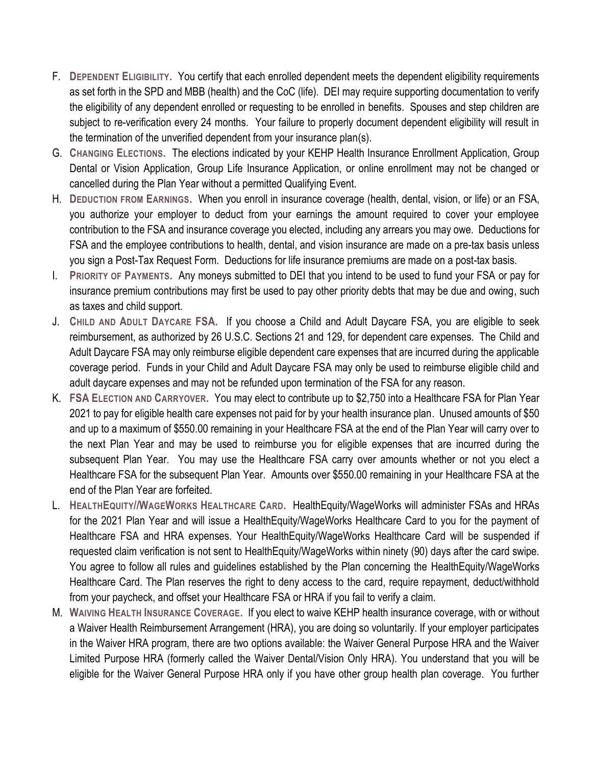F. **Dependent Eligibility.** You certify that each enrolled dependent meets the dependent eligibility requirements as set forth in the SPD and MBB (health) and the CoC (life). DEI may require supporting documentation to verify the eligibility of any dependent enrolled or requesting to be enrolled in benefits. Spouses and step children are subject to re-verification every 24 months. Your failure to properly document dependent eligibility will result in the termination of the unverified dependent from your insurance plan(s).

G. **Changing Elections.** The elections indicated by your KEHP Health Insurance Enrollment Application, Group Dental or Vision Application, Group Life Insurance Application, or online enrollment may not be changed or cancelled during the Plan Year without a permitted Qualifying Event.

H. **Deduction from Earnings.** When you enroll in insurance coverage (health, dental, vision, or life) or an FSA, you authorize your employer to deduct from your earnings the amount required to cover your employee contribution to the FSA and insurance coverage you elected, including any arrears you may owe. Deductions for FSA and the employee contributions to health, dental, and vision insurance are made on a pre-tax basis unless you sign a Post-Tax Request Form. Deductions for life insurance premiums are made on a post-tax basis.

I. **Priority of Payments.** Any moneys submitted to DEI that you intend to be used to fund your FSA or pay for insurance premium contributions may first be used to pay other priority debts that may be due and owing, such as taxes and child support.

J. **Child and Adult Daycare FSA.** If you choose a Child and Adult Daycare FSA, you are eligible to seek reimbursement, as authorized by 26 U.S.C. Sections 21 and 129, for dependent care expenses. The Child and Adult Daycare FSA may only reimburse eligible dependent care expenses that are incurred during the applicable coverage period. Funds in your Child and Adult Daycare FSA may only be used to reimburse eligible child and adult daycare expenses and may not be refunded upon termination of the FSA for any reason.

K. **FSA Election and Carryover.** You may elect to contribute up to $2,750 into a Healthcare FSA for Plan Year 2021 to pay for eligible health care expenses not paid for by your health insurance plan. Unused amounts of $50 and up to a maximum of $550.00 remaining in your Healthcare FSA at the end of the Plan Year will carry over to the next Plan Year and may be used to reimburse you for eligible expenses that are incurred during the subsequent Plan Year. You may use the Healthcare FSA carry over amounts whether or not you elect a Healthcare FSA for the subsequent Plan Year. Amounts over $550.00 remaining in your Healthcare FSA at the end of the Plan Year are forfeited.

L. **HealthEquity//WageWorks Healthcare Card.** HealthEquity/WageWorks will administer FSAs and HRAs for the 2021 Plan Year and will issue a HealthEquity/WageWorks Healthcare Card to you for the payment of Healthcare FSA and HRA expenses. Your HealthEquity/WageWorks Healthcare Card will be suspended if requested claim verification is not sent to HealthEquity/WageWorks within ninety (90) days after the card swipe. You agree to follow all rules and guidelines established by the Plan concerning the HealthEquity/WageWorks Healthcare Card. The Plan reserves the right to deny access to the card, require repayment, deduct/withhold from your paycheck, and offset your Healthcare FSA or HRA if you fail to verify a claim.

M. **Waiving Health Insurance Coverage.** If you elect to waive KEHP health insurance coverage, with or without a Waiver Health Reimbursement Arrangement (HRA), you are doing so voluntarily. If your employer participates in the Waiver HRA program, there are two options available: the Waiver General Purpose HRA and the Waiver Limited Purpose HRA (formerly called the Waiver Dental/Vision Only HRA). You understand that you will be eligible for the Waiver General Purpose HRA only if you have other group health plan coverage. You further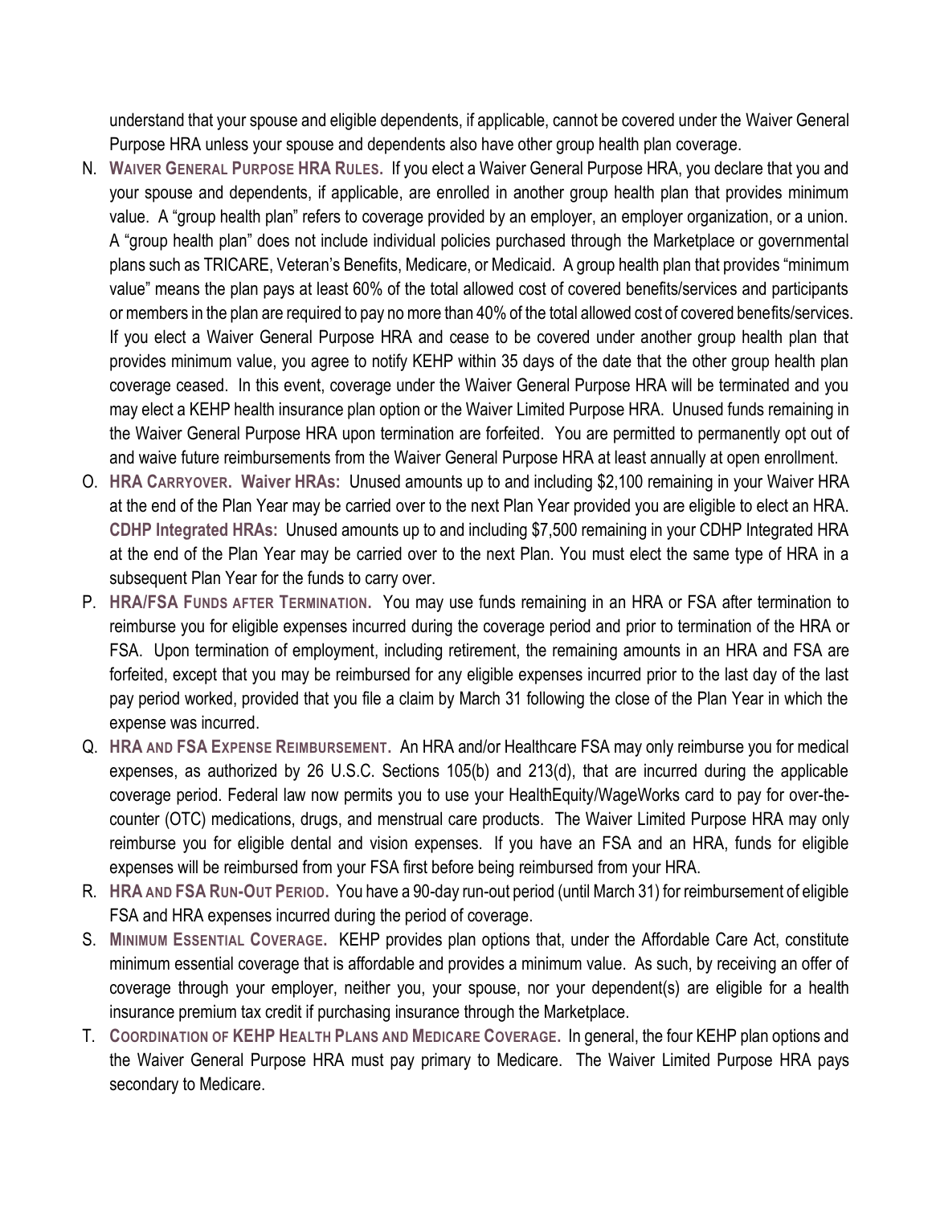understand that your spouse and eligible dependents, if applicable, cannot be covered under the Waiver General Purpose HRA unless your spouse and dependents also have other group health plan coverage.

N. **WAIVER GENERAL PURPOSE HRA RULES.** If you elect a Waiver General Purpose HRA, you declare that you and your spouse and dependents, if applicable, are enrolled in another group health plan that provides minimum value. A "group health plan" refers to coverage provided by an employer, an employer organization, or a union. A "group health plan" does not include individual policies purchased through the Marketplace or governmental plans such as TRICARE, Veteran's Benefits, Medicare, or Medicaid. A group health plan that provides "minimum value" means the plan pays at least 60% of the total allowed cost of covered benefits/services and participants or members in the plan are required to pay no more than 40% of the total allowed cost of covered benefits/services. If you elect a Waiver General Purpose HRA and cease to be covered under another group health plan that provides minimum value, you agree to notify KEHP within 35 days of the date that the other group health plan coverage ceased. In this event, coverage under the Waiver General Purpose HRA will be terminated and you may elect a KEHP health insurance plan option or the Waiver Limited Purpose HRA. Unused funds remaining in the Waiver General Purpose HRA upon termination are forfeited. You are permitted to permanently opt out of and waive future reimbursements from the Waiver General Purpose HRA at least annually at open enrollment.

O. **HRA CARRYOVER. Waiver HRAs:** Unused amounts up to and including $2,100 remaining in your Waiver HRA at the end of the Plan Year may be carried over to the next Plan Year provided you are eligible to elect an HRA. **CDHP Integrated HRAs:** Unused amounts up to and including $7,500 remaining in your CDHP Integrated HRA at the end of the Plan Year may be carried over to the next Plan. You must elect the same type of HRA in a subsequent Plan Year for the funds to carry over.

P. **HRA/FSA FUNDS AFTER TERMINATION.** You may use funds remaining in an HRA or FSA after termination to reimburse you for eligible expenses incurred during the coverage period and prior to termination of the HRA or FSA. Upon termination of employment, including retirement, the remaining amounts in an HRA and FSA are forfeited, except that you may be reimbursed for any eligible expenses incurred prior to the last day of the last pay period worked, provided that you file a claim by March 31 following the close of the Plan Year in which the expense was incurred.

Q. **HRA AND FSA EXPENSE REIMBURSEMENT.** An HRA and/or Healthcare FSA may only reimburse you for medical expenses, as authorized by 26 U.S.C. Sections 105(b) and 213(d), that are incurred during the applicable coverage period. Federal law now permits you to use your HealthEquity/WageWorks card to pay for over-the-counter (OTC) medications, drugs, and menstrual care products. The Waiver Limited Purpose HRA may only reimburse you for eligible dental and vision expenses. If you have an FSA and an HRA, funds for eligible expenses will be reimbursed from your FSA first before being reimbursed from your HRA.

R. **HRA AND FSA RUN-OUT PERIOD.** You have a 90-day run-out period (until March 31) for reimbursement of eligible FSA and HRA expenses incurred during the period of coverage.

S. **MINIMUM ESSENTIAL COVERAGE.** KEHP provides plan options that, under the Affordable Care Act, constitute minimum essential coverage that is affordable and provides a minimum value. As such, by receiving an offer of coverage through your employer, neither you, your spouse, nor your dependent(s) are eligible for a health insurance premium tax credit if purchasing insurance through the Marketplace.

T. **COORDINATION OF KEHP HEALTH PLANS AND MEDICARE COVERAGE.** In general, the four KEHP plan options and the Waiver General Purpose HRA must pay primary to Medicare. The Waiver Limited Purpose HRA pays secondary to Medicare.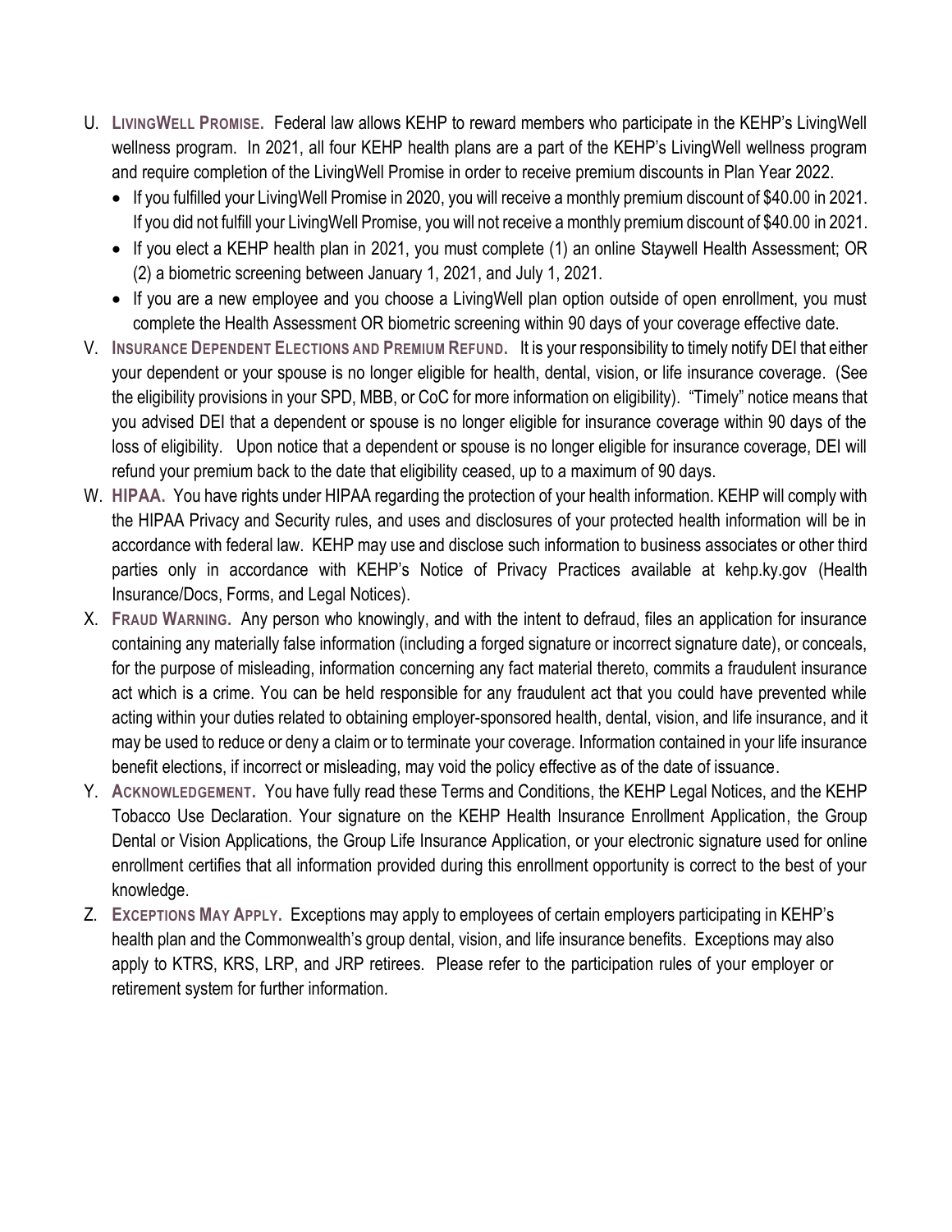U. **LIVINGWELL PROMISE.** Federal law allows KEHP to reward members who participate in the KEHP's LivingWell wellness program. In 2021, all four KEHP health plans are a part of the KEHP's LivingWell wellness program and require completion of the LivingWell Promise in order to receive premium discounts in Plan Year 2022.

- If you fulfilled your LivingWell Promise in 2020, you will receive a monthly premium discount of $40.00 in 2021. If you did not fulfill your LivingWell Promise, you will not receive a monthly premium discount of $40.00 in 2021.
- If you elect a KEHP health plan in 2021, you must complete (1) an online Staywell Health Assessment; OR (2) a biometric screening between January 1, 2021, and July 1, 2021.
- If you are a new employee and you choose a LivingWell plan option outside of open enrollment, you must complete the Health Assessment OR biometric screening within 90 days of your coverage effective date.

V. **INSURANCE DEPENDENT ELECTIONS AND PREMIUM REFUND.** It is your responsibility to timely notify DEI that either your dependent or your spouse is no longer eligible for health, dental, vision, or life insurance coverage. (See the eligibility provisions in your SPD, MBB, or CoC for more information on eligibility). "Timely" notice means that you advised DEI that a dependent or spouse is no longer eligible for insurance coverage within 90 days of the loss of eligibility. Upon notice that a dependent or spouse is no longer eligible for insurance coverage, DEI will refund your premium back to the date that eligibility ceased, up to a maximum of 90 days.

W. **HIPAA.** You have rights under HIPAA regarding the protection of your health information. KEHP will comply with the HIPAA Privacy and Security rules, and uses and disclosures of your protected health information will be in accordance with federal law. KEHP may use and disclose such information to business associates or other third parties only in accordance with KEHP's Notice of Privacy Practices available at kehp.ky.gov (Health Insurance/Docs, Forms, and Legal Notices).

X. **FRAUD WARNING.** Any person who knowingly, and with the intent to defraud, files an application for insurance containing any materially false information (including a forged signature or incorrect signature date), or conceals, for the purpose of misleading, information concerning any fact material thereto, commits a fraudulent insurance act which is a crime. You can be held responsible for any fraudulent act that you could have prevented while acting within your duties related to obtaining employer-sponsored health, dental, vision, and life insurance, and it may be used to reduce or deny a claim or to terminate your coverage. Information contained in your life insurance benefit elections, if incorrect or misleading, may void the policy effective as of the date of issuance.

Y. **ACKNOWLEDGEMENT.** You have fully read these Terms and Conditions, the KEHP Legal Notices, and the KEHP Tobacco Use Declaration. Your signature on the KEHP Health Insurance Enrollment Application, the Group Dental or Vision Applications, the Group Life Insurance Application, or your electronic signature used for online enrollment certifies that all information provided during this enrollment opportunity is correct to the best of your knowledge.

Z. **EXCEPTIONS MAY APPLY.** Exceptions may apply to employees of certain employers participating in KEHP's health plan and the Commonwealth's group dental, vision, and life insurance benefits. Exceptions may also apply to KTRS, KRS, LRP, and JRP retirees. Please refer to the participation rules of your employer or retirement system for further information.